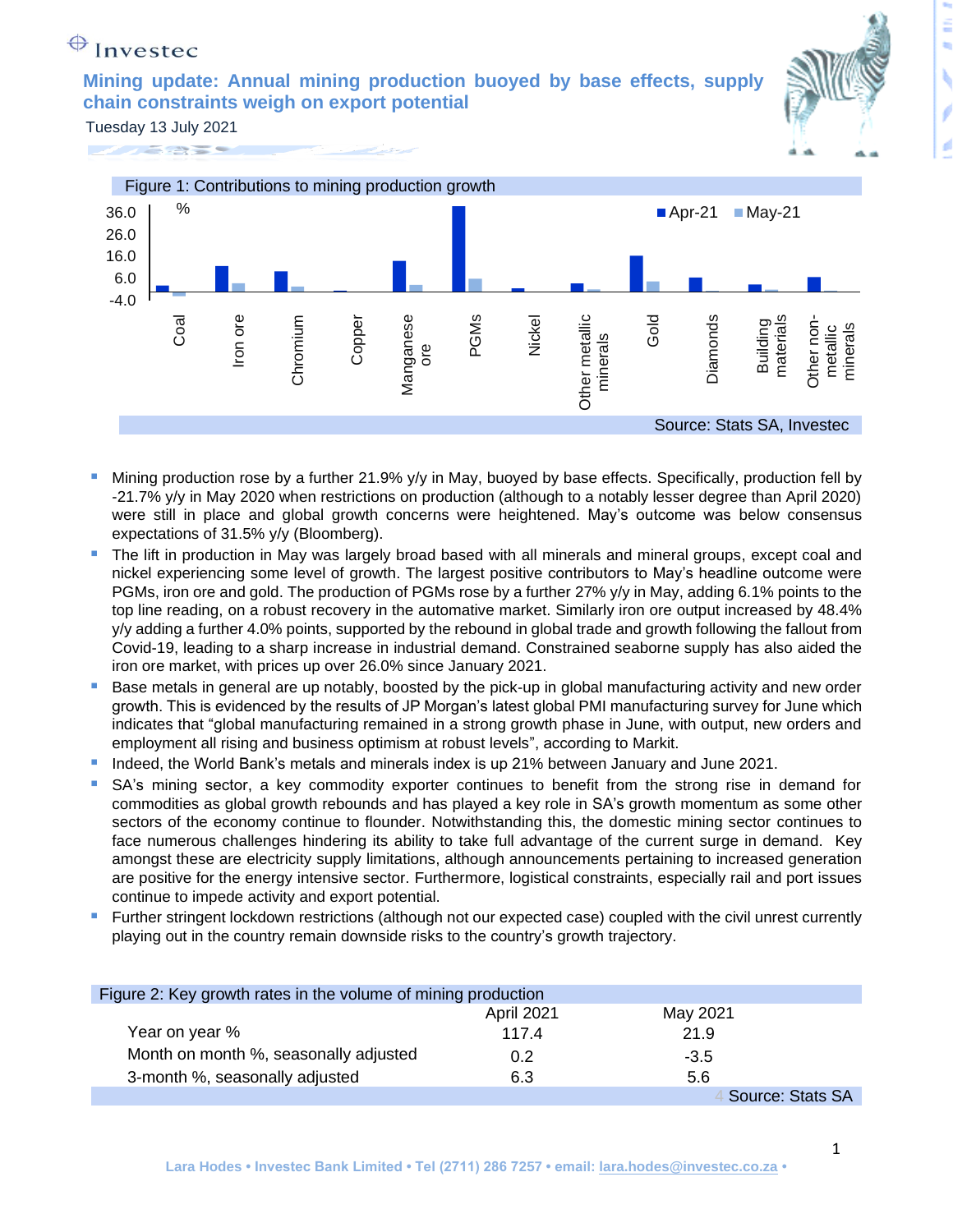Investec

# Mining update: Annual mining production buoyed by base effects, supply chain constraints weigh on export potential

Tuesday 13 July 2021

Figure 1: Contributions to mining production growth

Source: Stats SA, Investec

- Mining production rose by a further 21.9% y/y in May, buoyed by base effects. Specifically, production fell by -21.7% y/y in May 2020 when restrictions on production (although to a notably lesser degree than April 2020) were still in place and global growth concerns were heightened. May's outcome was below consensus expectations of 31.5% y/y (Bloomberg).
- The lift in production in May was largely broad based with all minerals and mineral groups, except coal and nickel experiencing some level of growth. The largest positive contributors to May's headline outcome were PGMs, iron ore and gold. The production of PGMs rose by a further 27% y/y in May, adding 6.1% points to the top line reading, on a robust recovery in the automative market. Similarly iron ore output increased by 48.4% y/y adding a further 4.0% points, supported by the rebound in global trade and growth following the fallout from Covid-19, leading to a sharp increase in industrial demand. Constrained seaborne supply has also aided the iron ore market, with prices up over 26.0% since January 2021.
- Base metals in general are up notably, boosted by the pick-up in global manufacturing activity and new order growth. This is evidenced by the results of JP Morgan's latest global PMI manufacturing survey for June which indicates that "global manufacturing remained in a strong growth phase in June, with output, new orders and employment all rising and business optimism at robust levels", according to Markit.
- Indeed, the World Bank's metals and minerals index is up 21% between January and June 2021.
- SA's mining sector, a key commodity exporter continues to benefit from the strong rise in demand for commodities as global growth rebounds and has played a key role in SA's growth momentum as some other sectors of the economy continue to flounder. Notwithstanding this, the domestic mining sector continues to face numerous challenges hindering its ability to take full advantage of the current surge in demand. Key amongst these are electricity supply limitations, although announcements pertaining to increased generation are positive for the energy intensive sector. Furthermore, logistical constraints, especially rail and port issues continue to impede activity and export potential.
- Further stringent lockdown restrictions (although not our expected case) coupled with the civil unrest currently playing out in the country remain downside risks to the country's growth trajectory.

Figure 2: Key growth rates in the volume of mining production

| | April 2021 | May 2021 |
|---|---|---|
| Year on year % | 117.4 | 21.9 |
| Month on month %, seasonally adjusted | 0.2 | -3.5 |
| 3-month %, seasonally adjusted | 6.3 | 5.6 |

Source: Stats SA

Lara Hodes • Investec Bank Limited • Tel (2711) 286 7257 • email: lara.hodes@investec.co.za •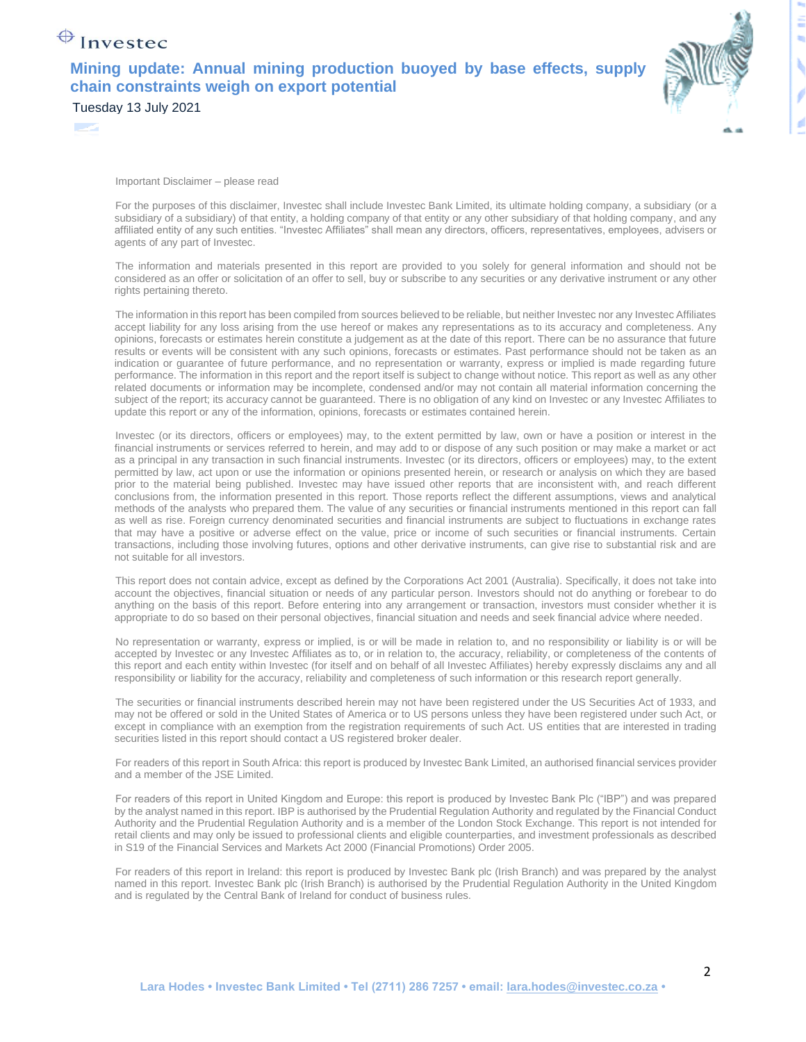Important Disclaimer – please read

For the purposes of this disclaimer, Investec shall include Investec Bank Limited, its ultimate holding company, a subsidiary (or a subsidiary of a subsidiary) of that entity, a holding company of that entity or any other subsidiary of that holding company, and any affiliated entity of any such entities. "Investec Affiliates" shall mean any directors, officers, representatives, employees, advisers or agents of any part of Investec.

The information and materials presented in this report are provided to you solely for general information and should not be considered as an offer or solicitation of an offer to sell, buy or subscribe to any securities or any derivative instrument or any other rights pertaining thereto.

The information in this report has been compiled from sources believed to be reliable, but neither Investec nor any Investec Affiliates accept liability for any loss arising from the use hereof or makes any representations as to its accuracy and completeness. Any opinions, forecasts or estimates herein constitute a judgement as at the date of this report. There can be no assurance that future results or events will be consistent with any such opinions, forecasts or estimates. Past performance should not be taken as an indication or guarantee of future performance, and no representation or warranty, express or implied is made regarding future performance. The information in this report and the report itself is subject to change without notice. This report as well as any other related documents or information may be incomplete, condensed and/or may not contain all material information concerning the subject of the report; its accuracy cannot be guaranteed. There is no obligation of any kind on Investec or any Investec Affiliates to update this report or any of the information, opinions, forecasts or estimates contained herein.

Investec (or its directors, officers or employees) may, to the extent permitted by law, own or have a position or interest in the financial instruments or services referred to herein, and may add to or dispose of any such position or may make a market or act as a principal in any transaction in such financial instruments. Investec (or its directors, officers or employees) may, to the extent permitted by law, act upon or use the information or opinions presented herein, or research or analysis on which they are based prior to the material being published. Investec may have issued other reports that are inconsistent with, and reach different conclusions from, the information presented in this report. Those reports reflect the different assumptions, views and analytical methods of the analysts who prepared them. The value of any securities or financial instruments mentioned in this report can fall as well as rise. Foreign currency denominated securities and financial instruments are subject to fluctuations in exchange rates that may have a positive or adverse effect on the value, price or income of such securities or financial instruments. Certain transactions, including those involving futures, options and other derivative instruments, can give rise to substantial risk and are not suitable for all investors.

This report does not contain advice, except as defined by the Corporations Act 2001 (Australia). Specifically, it does not take into account the objectives, financial situation or needs of any particular person. Investors should not do anything or forebear to do anything on the basis of this report. Before entering into any arrangement or transaction, investors must consider whether it is appropriate to do so based on their personal objectives, financial situation and needs and seek financial advice where needed.

No representation or warranty, express or implied, is or will be made in relation to, and no responsibility or liability is or will be accepted by Investec or any Investec Affiliates as to, or in relation to, the accuracy, reliability, or completeness of the contents of this report and each entity within Investec (for itself and on behalf of all Investec Affiliates) hereby expressly disclaims any and all responsibility or liability for the accuracy, reliability and completeness of such information or this research report generally.

The securities or financial instruments described herein may not have been registered under the US Securities Act of 1933, and may not be offered or sold in the United States of America or to US persons unless they have been registered under such Act, or except in compliance with an exemption from the registration requirements of such Act. US entities that are interested in trading securities listed in this report should contact a US registered broker dealer.

For readers of this report in South Africa: this report is produced by Investec Bank Limited, an authorised financial services provider and a member of the JSE Limited.

For readers of this report in United Kingdom and Europe: this report is produced by Investec Bank Plc ("IBP") and was prepared by the analyst named in this report. IBP is authorised by the Prudential Regulation Authority and regulated by the Financial Conduct Authority and the Prudential Regulation Authority and is a member of the London Stock Exchange. This report is not intended for retail clients and may only be issued to professional clients and eligible counterparties, and investment professionals as described in S19 of the Financial Services and Markets Act 2000 (Financial Promotions) Order 2005.

For readers of this report in Ireland: this report is produced by Investec Bank plc (Irish Branch) and was prepared by the analyst named in this report. Investec Bank plc (Irish Branch) is authorised by the Prudential Regulation Authority in the United Kingdom and is regulated by the Central Bank of Ireland for conduct of business rules.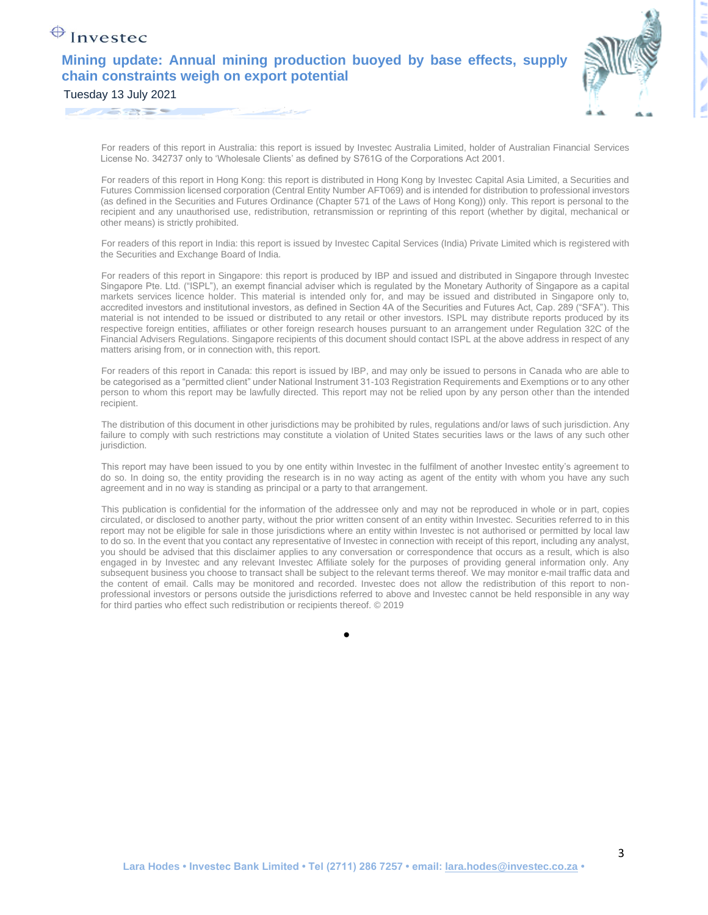For readers of this report in Australia: this report is issued by Investec Australia Limited, holder of Australian Financial Services License No. 342737 only to 'Wholesale Clients' as defined by S761G of the Corporations Act 2001.

For readers of this report in Hong Kong: this report is distributed in Hong Kong by Investec Capital Asia Limited, a Securities and Futures Commission licensed corporation (Central Entity Number AFT069) and is intended for distribution to professional investors (as defined in the Securities and Futures Ordinance (Chapter 571 of the Laws of Hong Kong)) only. This report is personal to the recipient and any unauthorised use, redistribution, retransmission or reprinting of this report (whether by digital, mechanical or other means) is strictly prohibited.

For readers of this report in India: this report is issued by Investec Capital Services (India) Private Limited which is registered with the Securities and Exchange Board of India.

For readers of this report in Singapore: this report is produced by IBP and issued and distributed in Singapore through Investec Singapore Pte. Ltd. ("ISPL"), an exempt financial adviser which is regulated by the Monetary Authority of Singapore as a capital markets services licence holder. This material is intended only for, and may be issued and distributed in Singapore only to, accredited investors and institutional investors, as defined in Section 4A of the Securities and Futures Act, Cap. 289 ("SFA"). This material is not intended to be issued or distributed to any retail or other investors. ISPL may distribute reports produced by its respective foreign entities, affiliates or other foreign research houses pursuant to an arrangement under Regulation 32C of the Financial Advisers Regulations. Singapore recipients of this document should contact ISPL at the above address in respect of any matters arising from, or in connection with, this report.

For readers of this report in Canada: this report is issued by IBP, and may only be issued to persons in Canada who are able to be categorised as a "permitted client" under National Instrument 31-103 Registration Requirements and Exemptions or to any other person to whom this report may be lawfully directed. This report may not be relied upon by any person other than the intended recipient.

The distribution of this document in other jurisdictions may be prohibited by rules, regulations and/or laws of such jurisdiction. Any failure to comply with such restrictions may constitute a violation of United States securities laws or the laws of any such other jurisdiction.

This report may have been issued to you by one entity within Investec in the fulfilment of another Investec entity's agreement to do so. In doing so, the entity providing the research is in no way acting as agent of the entity with whom you have any such agreement and in no way is standing as principal or a party to that arrangement.

This publication is confidential for the information of the addressee only and may not be reproduced in whole or in part, copies circulated, or disclosed to another party, without the prior written consent of an entity within Investec. Securities referred to in this report may not be eligible for sale in those jurisdictions where an entity within Investec is not authorised or permitted by local law to do so. In the event that you contact any representative of Investec in connection with receipt of this report, including any analyst, you should be advised that this disclaimer applies to any conversation or correspondence that occurs as a result, which is also engaged in by Investec and any relevant Investec Affiliate solely for the purposes of providing general information only. Any subsequent business you choose to transact shall be subject to the relevant terms thereof. We may monitor e-mail traffic data and the content of email. Calls may be monitored and recorded. Investec does not allow the redistribution of this report to non-professional investors or persons outside the jurisdictions referred to above and Investec cannot be held responsible in any way for third parties who effect such redistribution or recipients thereof. © 2019

•